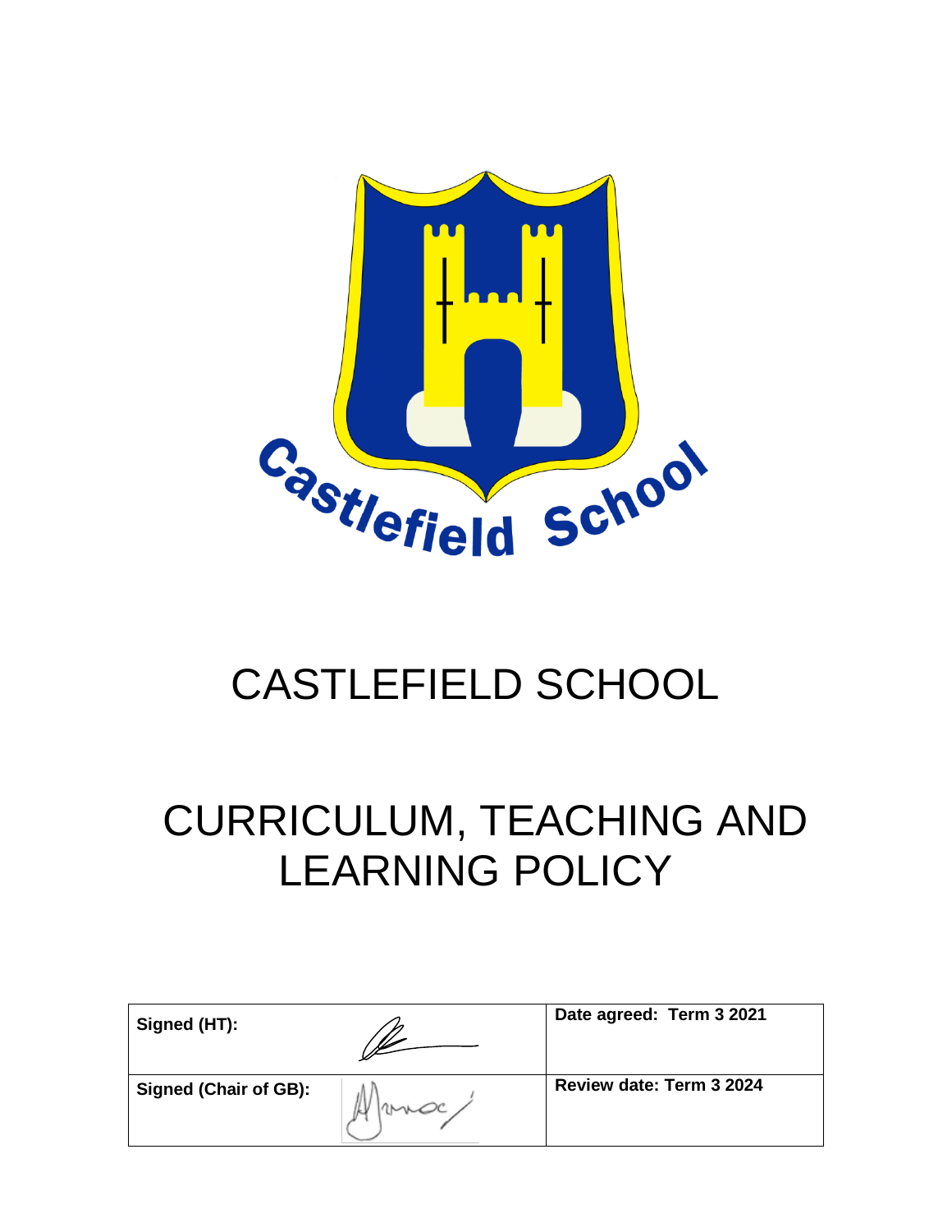Castlefield School

# CASTLEFIELD SCHOOL

# CURRICULUM, TEACHING AND LEARNING POLICY

| Signed (HT): | | Date agreed: Term 3 2021 |
|---|---|---|
| Signed (Chair of GB): | | Review date: Term 3 2024 |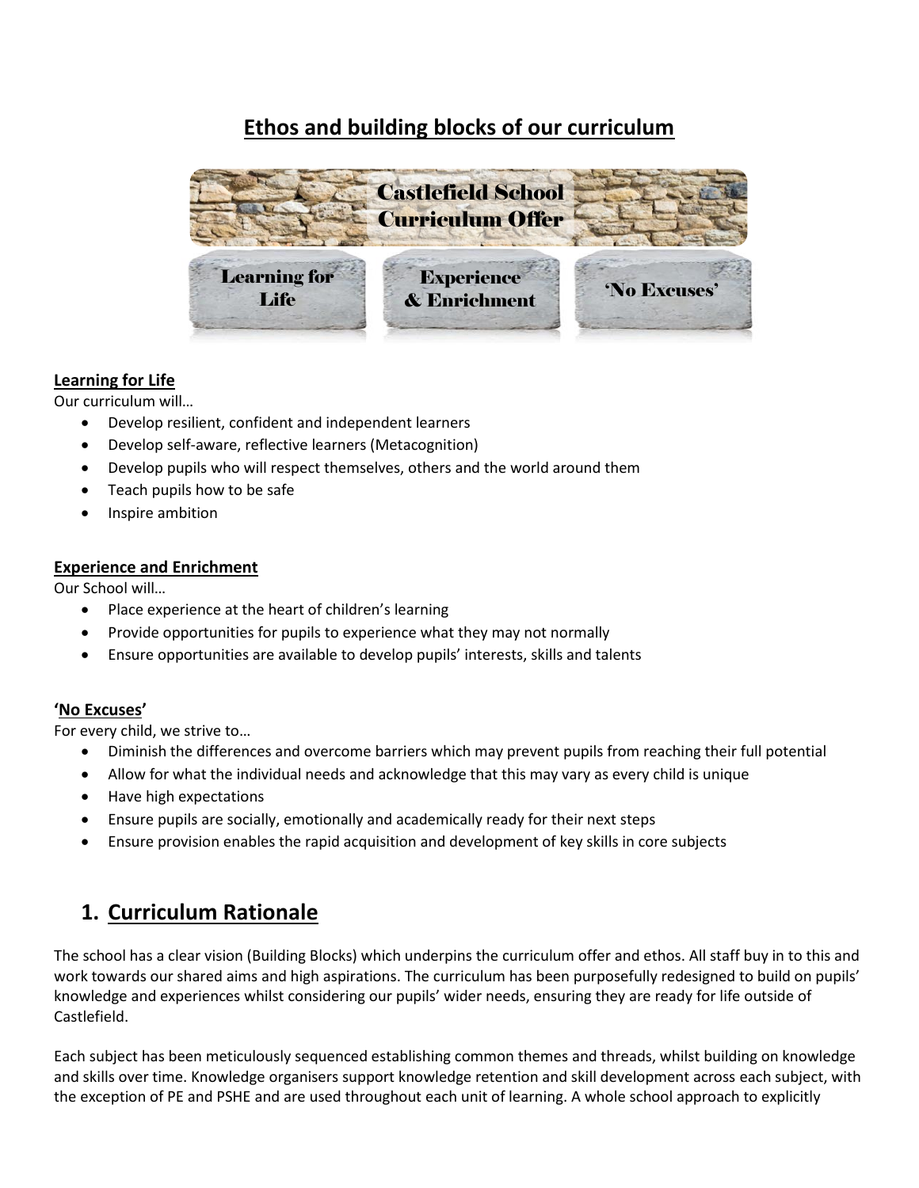## Ethos and building blocks of our curriculum

Castlefield School Curriculum Offer

Learning for Life | Experience & Enrichment | 'No Excuses'

**Learning for Life**

Our curriculum will…

- Develop resilient, confident and independent learners
- Develop self-aware, reflective learners (Metacognition)
- Develop pupils who will respect themselves, others and the world around them
- Teach pupils how to be safe
- Inspire ambition

**Experience and Enrichment**

Our School will…

- Place experience at the heart of children's learning
- Provide opportunities for pupils to experience what they may not normally
- Ensure opportunities are available to develop pupils' interests, skills and talents

**'No Excuses'**

For every child, we strive to…

- Diminish the differences and overcome barriers which may prevent pupils from reaching their full potential
- Allow for what the individual needs and acknowledge that this may vary as every child is unique
- Have high expectations
- Ensure pupils are socially, emotionally and academically ready for their next steps
- Ensure provision enables the rapid acquisition and development of key skills in core subjects

## 1. Curriculum Rationale

The school has a clear vision (Building Blocks) which underpins the curriculum offer and ethos. All staff buy in to this and work towards our shared aims and high aspirations. The curriculum has been purposefully redesigned to build on pupils' knowledge and experiences whilst considering our pupils' wider needs, ensuring they are ready for life outside of Castlefield.

Each subject has been meticulously sequenced establishing common themes and threads, whilst building on knowledge and skills over time. Knowledge organisers support knowledge retention and skill development across each subject, with the exception of PE and PSHE and are used throughout each unit of learning. A whole school approach to explicitly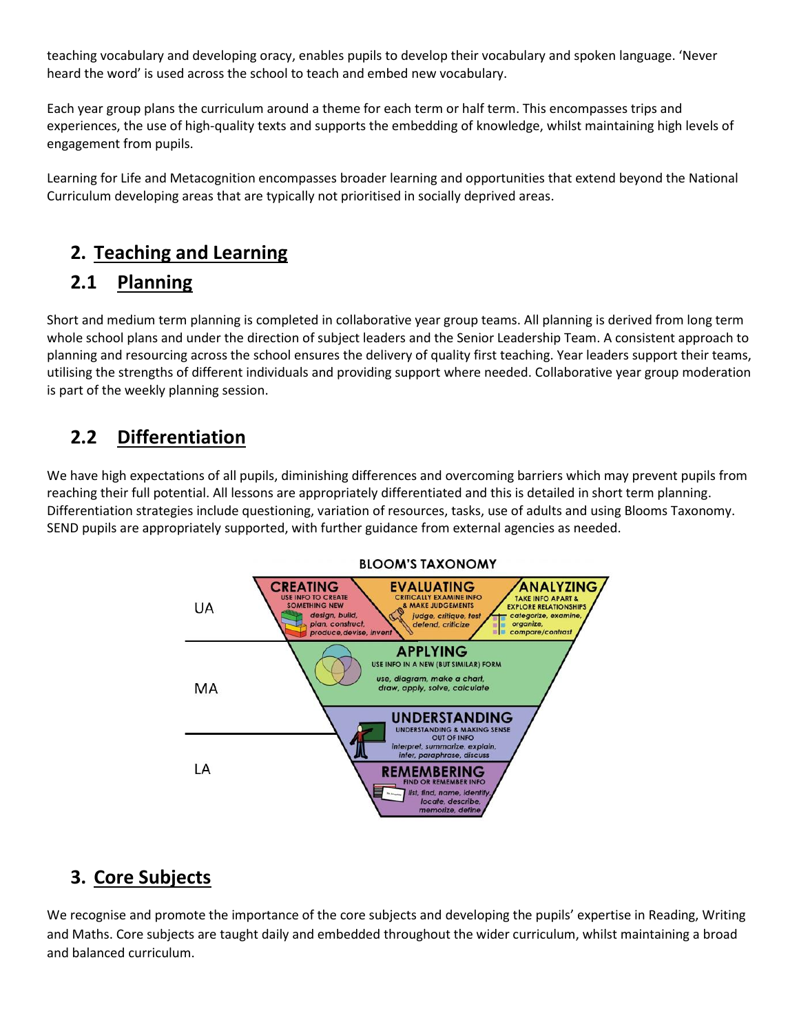teaching vocabulary and developing oracy, enables pupils to develop their vocabulary and spoken language. 'Never heard the word' is used across the school to teach and embed new vocabulary.

Each year group plans the curriculum around a theme for each term or half term. This encompasses trips and experiences, the use of high-quality texts and supports the embedding of knowledge, whilst maintaining high levels of engagement from pupils.

Learning for Life and Metacognition encompasses broader learning and opportunities that extend beyond the National Curriculum developing areas that are typically not prioritised in socially deprived areas.

## 2. Teaching and Learning

### 2.1 Planning

Short and medium term planning is completed in collaborative year group teams. All planning is derived from long term whole school plans and under the direction of subject leaders and the Senior Leadership Team. A consistent approach to planning and resourcing across the school ensures the delivery of quality first teaching. Year leaders support their teams, utilising the strengths of different individuals and providing support where needed. Collaborative year group moderation is part of the weekly planning session.

### 2.2 Differentiation

We have high expectations of all pupils, diminishing differences and overcoming barriers which may prevent pupils from reaching their full potential. All lessons are appropriately differentiated and this is detailed in short term planning. Differentiation strategies include questioning, variation of resources, tasks, use of adults and using Blooms Taxonomy. SEND pupils are appropriately supported, with further guidance from external agencies as needed.

**BLOOM'S TAXONOMY**

| | |
|---|---|
| UA | **CREATING** – Use info to create something new: design, build, plan, construct, produce, devise, invent<br>**EVALUATING** – Critically examine info & make judgements: judge, critique, test, defend, criticize<br>**ANALYZING** – Take info apart & explore relationships: categorize, examine, organize, compare/contrast |
| MA | **APPLYING** – Use info in a new (but similar) form: use, diagram, make a chart, draw, apply, solve, calculate |
| LA | **UNDERSTANDING** – Understanding & making sense out of info: interpret, summarize, explain, infer, paraphrase, discuss<br>**REMEMBERING** – Find or remember info: list, find, name, identify, locate, describe, memorize, define |

## 3. Core Subjects

We recognise and promote the importance of the core subjects and developing the pupils' expertise in Reading, Writing and Maths. Core subjects are taught daily and embedded throughout the wider curriculum, whilst maintaining a broad and balanced curriculum.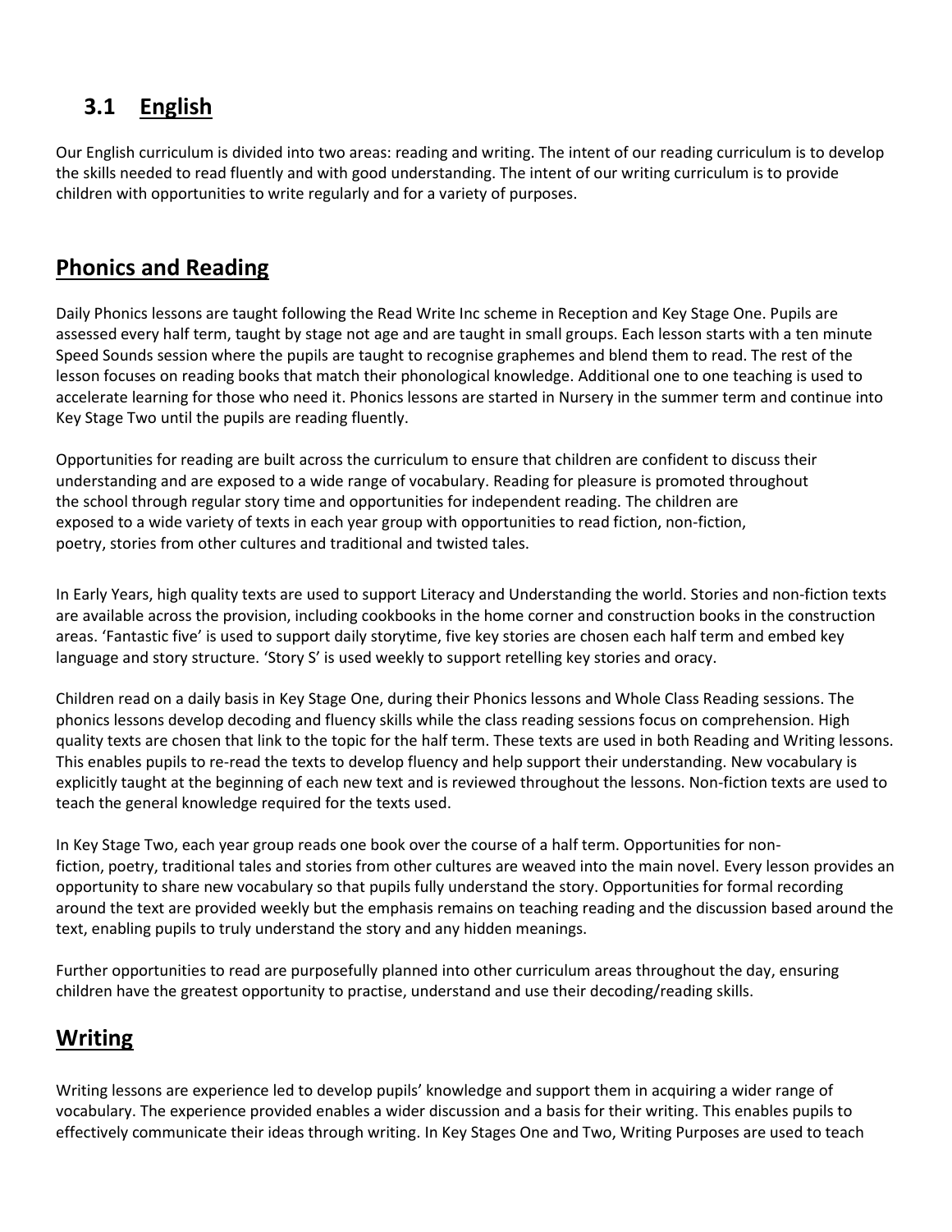## 3.1 English

Our English curriculum is divided into two areas: reading and writing. The intent of our reading curriculum is to develop the skills needed to read fluently and with good understanding. The intent of our writing curriculum is to provide children with opportunities to write regularly and for a variety of purposes.

## Phonics and Reading

Daily Phonics lessons are taught following the Read Write Inc scheme in Reception and Key Stage One. Pupils are assessed every half term, taught by stage not age and are taught in small groups. Each lesson starts with a ten minute Speed Sounds session where the pupils are taught to recognise graphemes and blend them to read. The rest of the lesson focuses on reading books that match their phonological knowledge. Additional one to one teaching is used to accelerate learning for those who need it. Phonics lessons are started in Nursery in the summer term and continue into Key Stage Two until the pupils are reading fluently.

Opportunities for reading are built across the curriculum to ensure that children are confident to discuss their understanding and are exposed to a wide range of vocabulary. Reading for pleasure is promoted throughout the school through regular story time and opportunities for independent reading. The children are exposed to a wide variety of texts in each year group with opportunities to read fiction, non-fiction, poetry, stories from other cultures and traditional and twisted tales.

In Early Years, high quality texts are used to support Literacy and Understanding the world. Stories and non-fiction texts are available across the provision, including cookbooks in the home corner and construction books in the construction areas. 'Fantastic five' is used to support daily storytime, five key stories are chosen each half term and embed key language and story structure. 'Story S' is used weekly to support retelling key stories and oracy.

Children read on a daily basis in Key Stage One, during their Phonics lessons and Whole Class Reading sessions. The phonics lessons develop decoding and fluency skills while the class reading sessions focus on comprehension. High quality texts are chosen that link to the topic for the half term. These texts are used in both Reading and Writing lessons. This enables pupils to re-read the texts to develop fluency and help support their understanding. New vocabulary is explicitly taught at the beginning of each new text and is reviewed throughout the lessons. Non-fiction texts are used to teach the general knowledge required for the texts used.

In Key Stage Two, each year group reads one book over the course of a half term. Opportunities for non-fiction, poetry, traditional tales and stories from other cultures are weaved into the main novel. Every lesson provides an opportunity to share new vocabulary so that pupils fully understand the story. Opportunities for formal recording around the text are provided weekly but the emphasis remains on teaching reading and the discussion based around the text, enabling pupils to truly understand the story and any hidden meanings.

Further opportunities to read are purposefully planned into other curriculum areas throughout the day, ensuring children have the greatest opportunity to practise, understand and use their decoding/reading skills.

## Writing

Writing lessons are experience led to develop pupils' knowledge and support them in acquiring a wider range of vocabulary. The experience provided enables a wider discussion and a basis for their writing. This enables pupils to effectively communicate their ideas through writing. In Key Stages One and Two, Writing Purposes are used to teach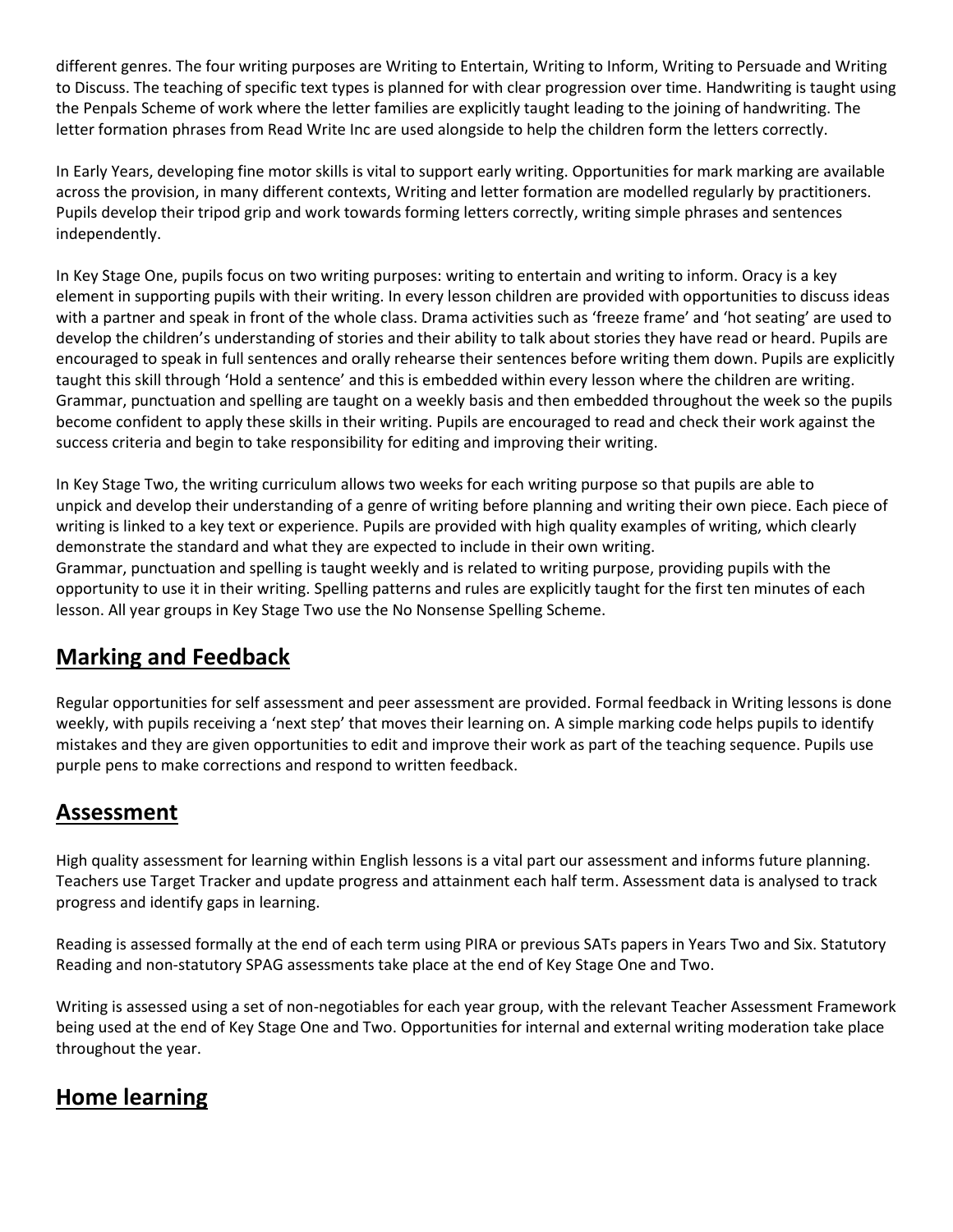different genres. The four writing purposes are Writing to Entertain, Writing to Inform, Writing to Persuade and Writing to Discuss. The teaching of specific text types is planned for with clear progression over time. Handwriting is taught using the Penpals Scheme of work where the letter families are explicitly taught leading to the joining of handwriting. The letter formation phrases from Read Write Inc are used alongside to help the children form the letters correctly.

In Early Years, developing fine motor skills is vital to support early writing. Opportunities for mark marking are available across the provision, in many different contexts, Writing and letter formation are modelled regularly by practitioners. Pupils develop their tripod grip and work towards forming letters correctly, writing simple phrases and sentences independently.

In Key Stage One, pupils focus on two writing purposes: writing to entertain and writing to inform. Oracy is a key element in supporting pupils with their writing. In every lesson children are provided with opportunities to discuss ideas with a partner and speak in front of the whole class. Drama activities such as 'freeze frame' and 'hot seating' are used to develop the children's understanding of stories and their ability to talk about stories they have read or heard. Pupils are encouraged to speak in full sentences and orally rehearse their sentences before writing them down. Pupils are explicitly taught this skill through 'Hold a sentence' and this is embedded within every lesson where the children are writing. Grammar, punctuation and spelling are taught on a weekly basis and then embedded throughout the week so the pupils become confident to apply these skills in their writing. Pupils are encouraged to read and check their work against the success criteria and begin to take responsibility for editing and improving their writing.

In Key Stage Two, the writing curriculum allows two weeks for each writing purpose so that pupils are able to unpick and develop their understanding of a genre of writing before planning and writing their own piece. Each piece of writing is linked to a key text or experience. Pupils are provided with high quality examples of writing, which clearly demonstrate the standard and what they are expected to include in their own writing.
Grammar, punctuation and spelling is taught weekly and is related to writing purpose, providing pupils with the opportunity to use it in their writing. Spelling patterns and rules are explicitly taught for the first ten minutes of each lesson. All year groups in Key Stage Two use the No Nonsense Spelling Scheme.

## Marking and Feedback

Regular opportunities for self assessment and peer assessment are provided. Formal feedback in Writing lessons is done weekly, with pupils receiving a 'next step' that moves their learning on. A simple marking code helps pupils to identify mistakes and they are given opportunities to edit and improve their work as part of the teaching sequence. Pupils use purple pens to make corrections and respond to written feedback.

## Assessment

High quality assessment for learning within English lessons is a vital part our assessment and informs future planning. Teachers use Target Tracker and update progress and attainment each half term. Assessment data is analysed to track progress and identify gaps in learning.

Reading is assessed formally at the end of each term using PIRA or previous SATs papers in Years Two and Six. Statutory Reading and non-statutory SPAG assessments take place at the end of Key Stage One and Two.

Writing is assessed using a set of non-negotiables for each year group, with the relevant Teacher Assessment Framework being used at the end of Key Stage One and Two. Opportunities for internal and external writing moderation take place throughout the year.

## Home learning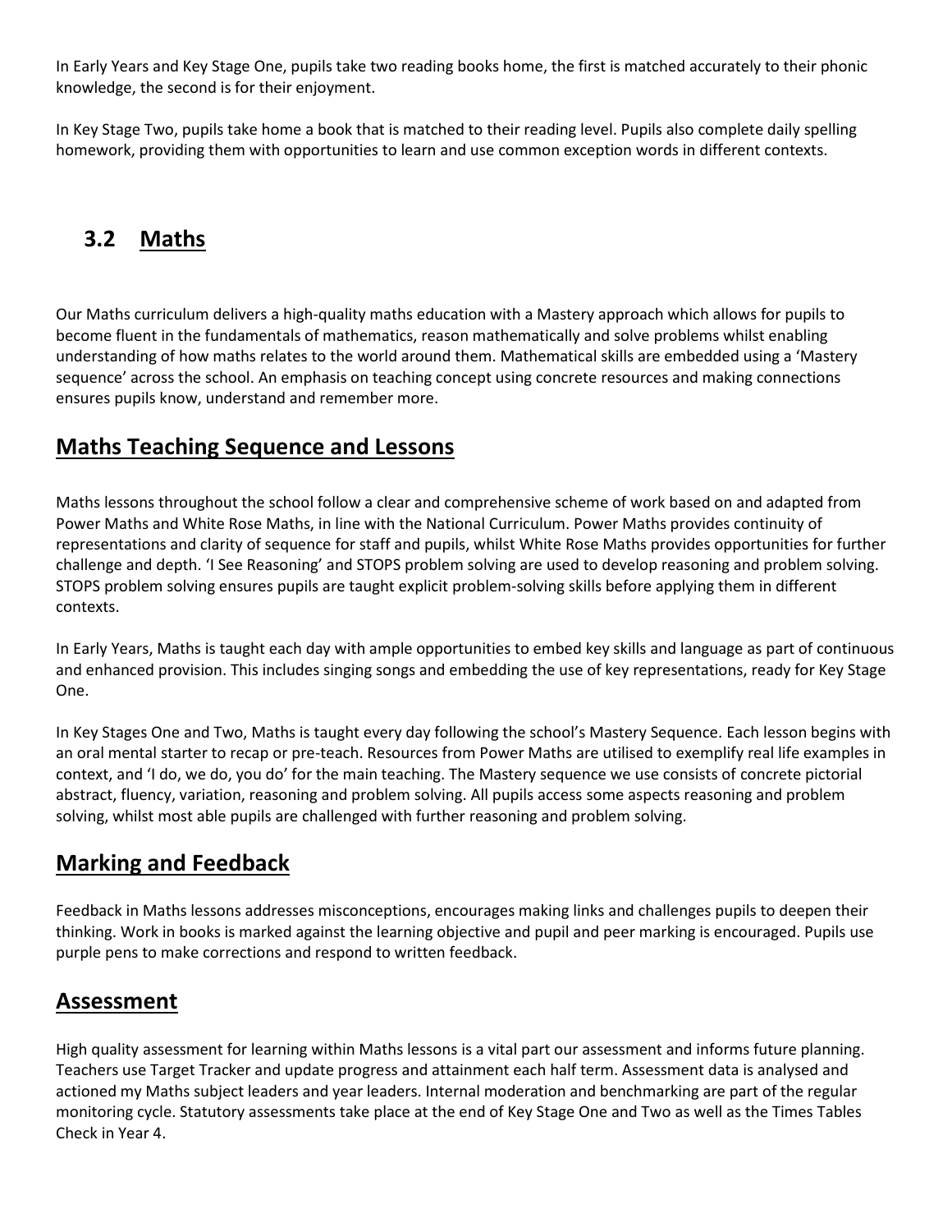In Early Years and Key Stage One, pupils take two reading books home, the first is matched accurately to their phonic knowledge, the second is for their enjoyment.

In Key Stage Two, pupils take home a book that is matched to their reading level. Pupils also complete daily spelling homework, providing them with opportunities to learn and use common exception words in different contexts.

## 3.2 Maths

Our Maths curriculum delivers a high-quality maths education with a Mastery approach which allows for pupils to become fluent in the fundamentals of mathematics, reason mathematically and solve problems whilst enabling understanding of how maths relates to the world around them. Mathematical skills are embedded using a 'Mastery sequence' across the school. An emphasis on teaching concept using concrete resources and making connections ensures pupils know, understand and remember more.

### Maths Teaching Sequence and Lessons

Maths lessons throughout the school follow a clear and comprehensive scheme of work based on and adapted from Power Maths and White Rose Maths, in line with the National Curriculum. Power Maths provides continuity of representations and clarity of sequence for staff and pupils, whilst White Rose Maths provides opportunities for further challenge and depth. 'I See Reasoning' and STOPS problem solving are used to develop reasoning and problem solving. STOPS problem solving ensures pupils are taught explicit problem-solving skills before applying them in different contexts.

In Early Years, Maths is taught each day with ample opportunities to embed key skills and language as part of continuous and enhanced provision. This includes singing songs and embedding the use of key representations, ready for Key Stage One.

In Key Stages One and Two, Maths is taught every day following the school's Mastery Sequence. Each lesson begins with an oral mental starter to recap or pre-teach. Resources from Power Maths are utilised to exemplify real life examples in context, and 'I do, we do, you do' for the main teaching. The Mastery sequence we use consists of concrete pictorial abstract, fluency, variation, reasoning and problem solving. All pupils access some aspects reasoning and problem solving, whilst most able pupils are challenged with further reasoning and problem solving.

### Marking and Feedback

Feedback in Maths lessons addresses misconceptions, encourages making links and challenges pupils to deepen their thinking. Work in books is marked against the learning objective and pupil and peer marking is encouraged. Pupils use purple pens to make corrections and respond to written feedback.

### Assessment

High quality assessment for learning within Maths lessons is a vital part our assessment and informs future planning. Teachers use Target Tracker and update progress and attainment each half term. Assessment data is analysed and actioned my Maths subject leaders and year leaders. Internal moderation and benchmarking are part of the regular monitoring cycle. Statutory assessments take place at the end of Key Stage One and Two as well as the Times Tables Check in Year 4.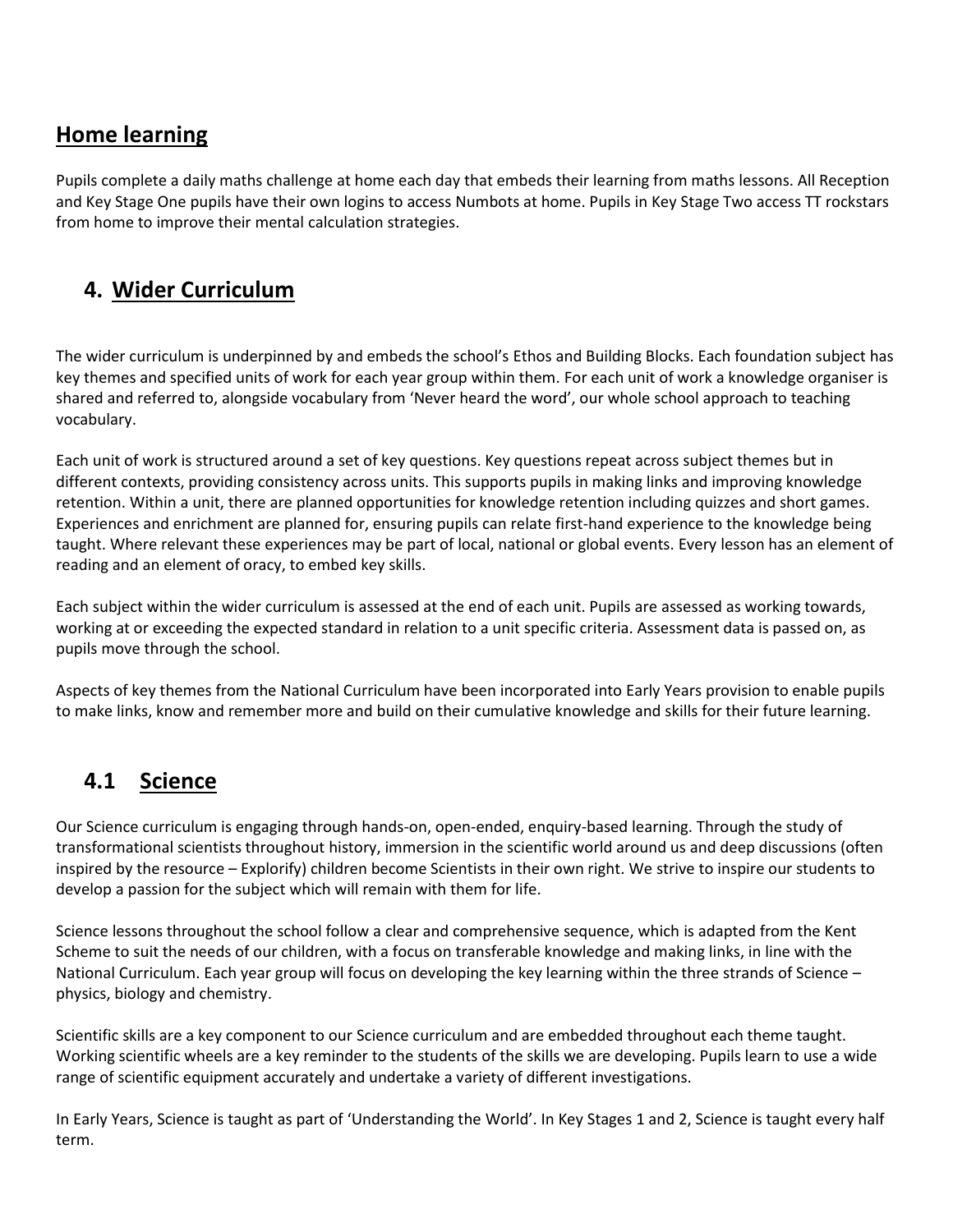## Home learning

Pupils complete a daily maths challenge at home each day that embeds their learning from maths lessons. All Reception and Key Stage One pupils have their own logins to access Numbots at home. Pupils in Key Stage Two access TT rockstars from home to improve their mental calculation strategies.

## 4. Wider Curriculum

The wider curriculum is underpinned by and embeds the school's Ethos and Building Blocks. Each foundation subject has key themes and specified units of work for each year group within them. For each unit of work a knowledge organiser is shared and referred to, alongside vocabulary from 'Never heard the word', our whole school approach to teaching vocabulary.

Each unit of work is structured around a set of key questions. Key questions repeat across subject themes but in different contexts, providing consistency across units. This supports pupils in making links and improving knowledge retention. Within a unit, there are planned opportunities for knowledge retention including quizzes and short games. Experiences and enrichment are planned for, ensuring pupils can relate first-hand experience to the knowledge being taught. Where relevant these experiences may be part of local, national or global events. Every lesson has an element of reading and an element of oracy, to embed key skills.

Each subject within the wider curriculum is assessed at the end of each unit. Pupils are assessed as working towards, working at or exceeding the expected standard in relation to a unit specific criteria. Assessment data is passed on, as pupils move through the school.

Aspects of key themes from the National Curriculum have been incorporated into Early Years provision to enable pupils to make links, know and remember more and build on their cumulative knowledge and skills for their future learning.

### 4.1 Science

Our Science curriculum is engaging through hands-on, open-ended, enquiry-based learning. Through the study of transformational scientists throughout history, immersion in the scientific world around us and deep discussions (often inspired by the resource – Explorify) children become Scientists in their own right. We strive to inspire our students to develop a passion for the subject which will remain with them for life.

Science lessons throughout the school follow a clear and comprehensive sequence, which is adapted from the Kent Scheme to suit the needs of our children, with a focus on transferable knowledge and making links, in line with the National Curriculum. Each year group will focus on developing the key learning within the three strands of Science – physics, biology and chemistry.

Scientific skills are a key component to our Science curriculum and are embedded throughout each theme taught. Working scientific wheels are a key reminder to the students of the skills we are developing. Pupils learn to use a wide range of scientific equipment accurately and undertake a variety of different investigations.

In Early Years, Science is taught as part of 'Understanding the World'. In Key Stages 1 and 2, Science is taught every half term.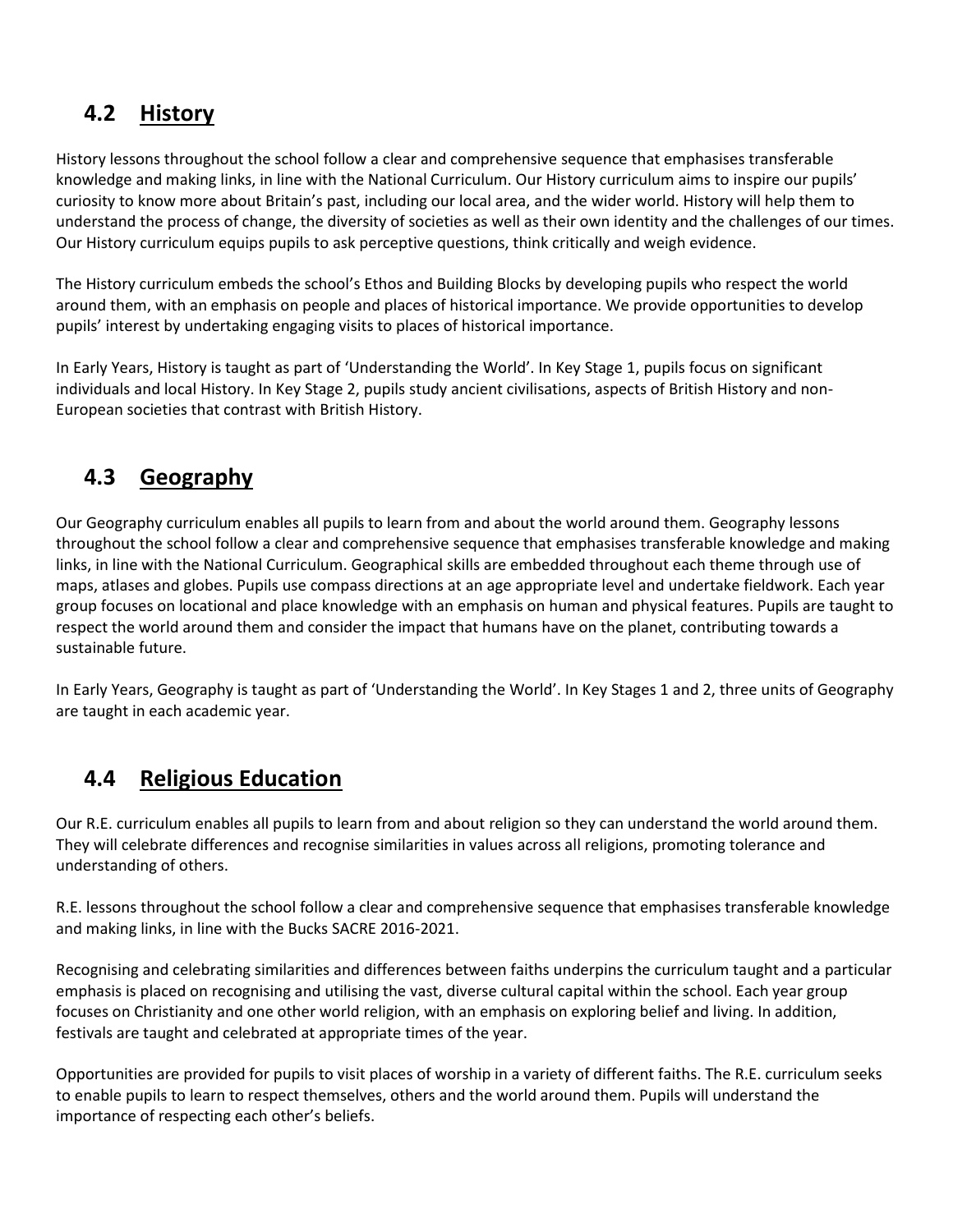## 4.2 History

History lessons throughout the school follow a clear and comprehensive sequence that emphasises transferable knowledge and making links, in line with the National Curriculum. Our History curriculum aims to inspire our pupils' curiosity to know more about Britain's past, including our local area, and the wider world. History will help them to understand the process of change, the diversity of societies as well as their own identity and the challenges of our times. Our History curriculum equips pupils to ask perceptive questions, think critically and weigh evidence.

The History curriculum embeds the school's Ethos and Building Blocks by developing pupils who respect the world around them, with an emphasis on people and places of historical importance. We provide opportunities to develop pupils' interest by undertaking engaging visits to places of historical importance.

In Early Years, History is taught as part of 'Understanding the World'. In Key Stage 1, pupils focus on significant individuals and local History. In Key Stage 2, pupils study ancient civilisations, aspects of British History and non-European societies that contrast with British History.

## 4.3 Geography

Our Geography curriculum enables all pupils to learn from and about the world around them. Geography lessons throughout the school follow a clear and comprehensive sequence that emphasises transferable knowledge and making links, in line with the National Curriculum. Geographical skills are embedded throughout each theme through use of maps, atlases and globes. Pupils use compass directions at an age appropriate level and undertake fieldwork. Each year group focuses on locational and place knowledge with an emphasis on human and physical features. Pupils are taught to respect the world around them and consider the impact that humans have on the planet, contributing towards a sustainable future.

In Early Years, Geography is taught as part of 'Understanding the World'. In Key Stages 1 and 2, three units of Geography are taught in each academic year.

## 4.4 Religious Education

Our R.E. curriculum enables all pupils to learn from and about religion so they can understand the world around them. They will celebrate differences and recognise similarities in values across all religions, promoting tolerance and understanding of others.

R.E. lessons throughout the school follow a clear and comprehensive sequence that emphasises transferable knowledge and making links, in line with the Bucks SACRE 2016-2021.

Recognising and celebrating similarities and differences between faiths underpins the curriculum taught and a particular emphasis is placed on recognising and utilising the vast, diverse cultural capital within the school. Each year group focuses on Christianity and one other world religion, with an emphasis on exploring belief and living. In addition, festivals are taught and celebrated at appropriate times of the year.

Opportunities are provided for pupils to visit places of worship in a variety of different faiths. The R.E. curriculum seeks to enable pupils to learn to respect themselves, others and the world around them. Pupils will understand the importance of respecting each other's beliefs.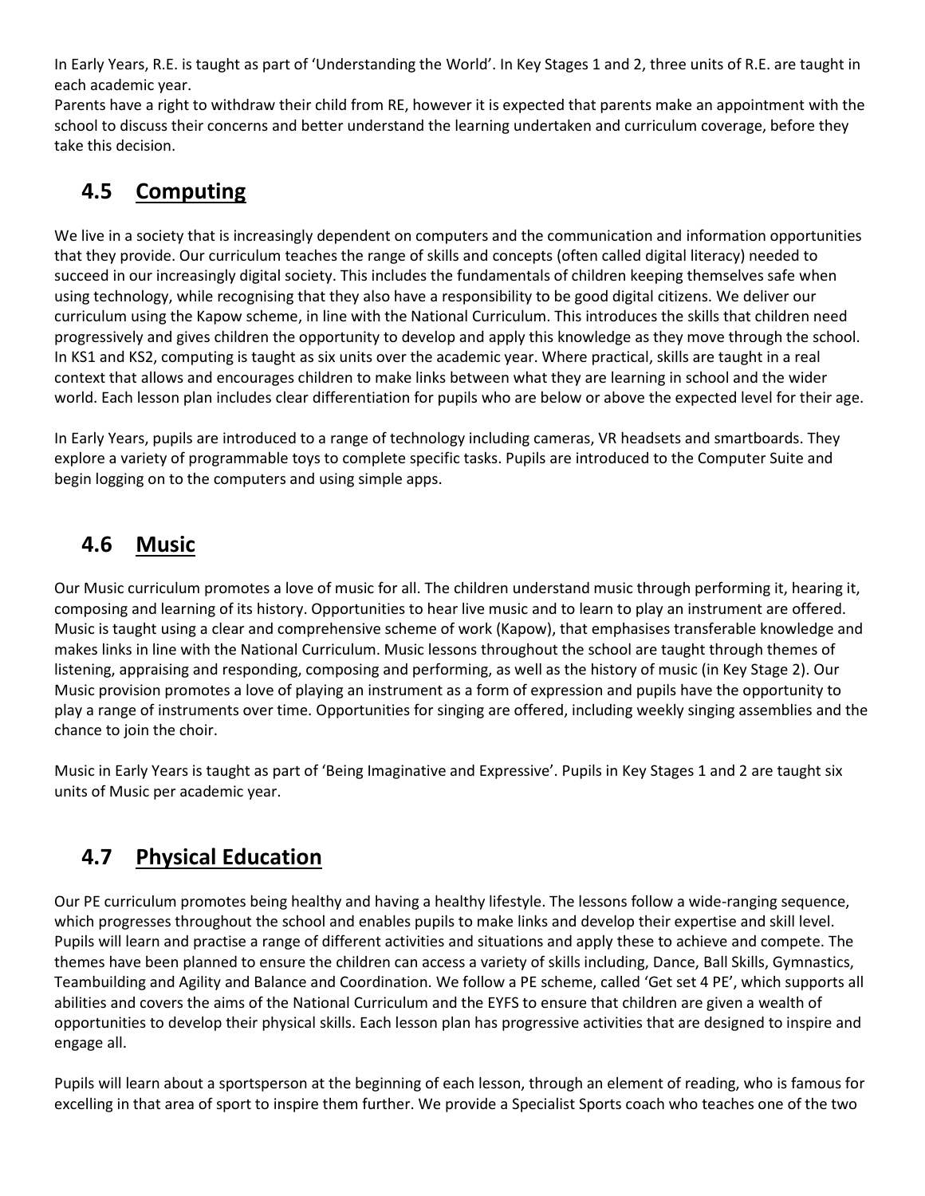In Early Years, R.E. is taught as part of 'Understanding the World'. In Key Stages 1 and 2, three units of R.E. are taught in each academic year.
Parents have a right to withdraw their child from RE, however it is expected that parents make an appointment with the school to discuss their concerns and better understand the learning undertaken and curriculum coverage, before they take this decision.

## 4.5 Computing

We live in a society that is increasingly dependent on computers and the communication and information opportunities that they provide. Our curriculum teaches the range of skills and concepts (often called digital literacy) needed to succeed in our increasingly digital society. This includes the fundamentals of children keeping themselves safe when using technology, while recognising that they also have a responsibility to be good digital citizens. We deliver our curriculum using the Kapow scheme, in line with the National Curriculum. This introduces the skills that children need progressively and gives children the opportunity to develop and apply this knowledge as they move through the school. In KS1 and KS2, computing is taught as six units over the academic year. Where practical, skills are taught in a real context that allows and encourages children to make links between what they are learning in school and the wider world. Each lesson plan includes clear differentiation for pupils who are below or above the expected level for their age.

In Early Years, pupils are introduced to a range of technology including cameras, VR headsets and smartboards. They explore a variety of programmable toys to complete specific tasks. Pupils are introduced to the Computer Suite and begin logging on to the computers and using simple apps.

## 4.6 Music

Our Music curriculum promotes a love of music for all. The children understand music through performing it, hearing it, composing and learning of its history. Opportunities to hear live music and to learn to play an instrument are offered. Music is taught using a clear and comprehensive scheme of work (Kapow), that emphasises transferable knowledge and makes links in line with the National Curriculum. Music lessons throughout the school are taught through themes of listening, appraising and responding, composing and performing, as well as the history of music (in Key Stage 2). Our Music provision promotes a love of playing an instrument as a form of expression and pupils have the opportunity to play a range of instruments over time. Opportunities for singing are offered, including weekly singing assemblies and the chance to join the choir.

Music in Early Years is taught as part of 'Being Imaginative and Expressive'. Pupils in Key Stages 1 and 2 are taught six units of Music per academic year.

## 4.7 Physical Education

Our PE curriculum promotes being healthy and having a healthy lifestyle. The lessons follow a wide-ranging sequence, which progresses throughout the school and enables pupils to make links and develop their expertise and skill level. Pupils will learn and practise a range of different activities and situations and apply these to achieve and compete. The themes have been planned to ensure the children can access a variety of skills including, Dance, Ball Skills, Gymnastics, Teambuilding and Agility and Balance and Coordination. We follow a PE scheme, called 'Get set 4 PE', which supports all abilities and covers the aims of the National Curriculum and the EYFS to ensure that children are given a wealth of opportunities to develop their physical skills. Each lesson plan has progressive activities that are designed to inspire and engage all.

Pupils will learn about a sportsperson at the beginning of each lesson, through an element of reading, who is famous for excelling in that area of sport to inspire them further. We provide a Specialist Sports coach who teaches one of the two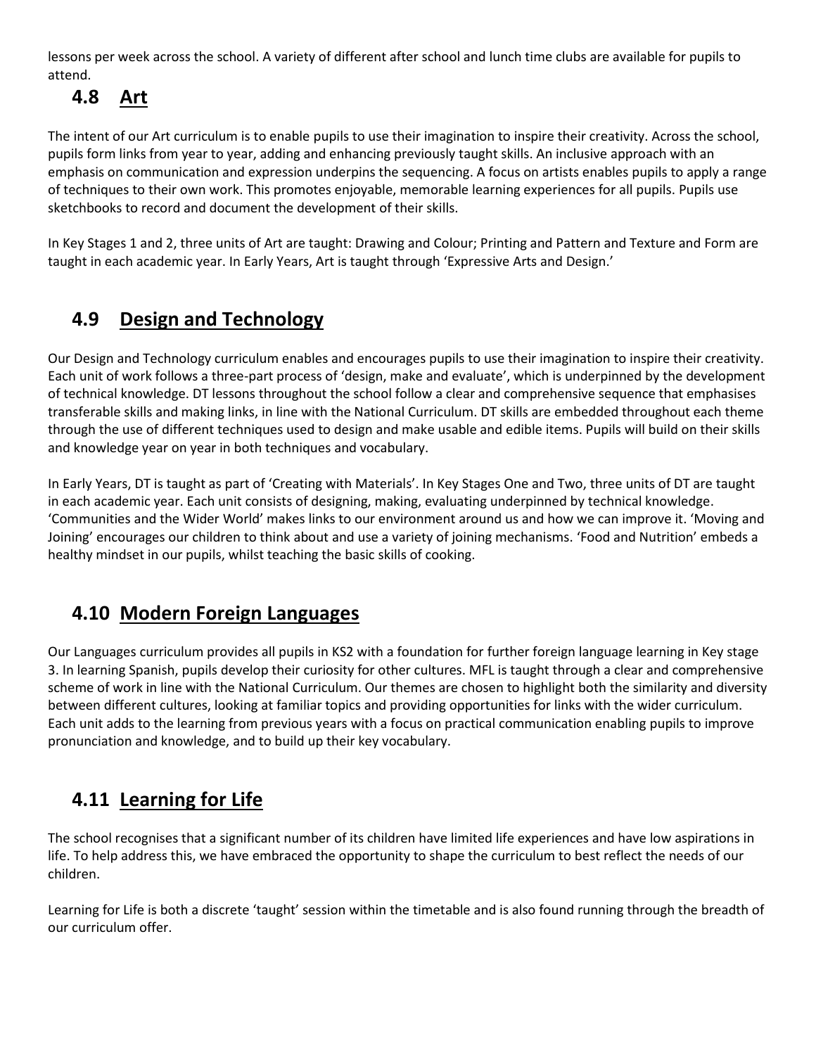lessons per week across the school. A variety of different after school and lunch time clubs are available for pupils to attend.

## 4.8 Art

The intent of our Art curriculum is to enable pupils to use their imagination to inspire their creativity. Across the school, pupils form links from year to year, adding and enhancing previously taught skills. An inclusive approach with an emphasis on communication and expression underpins the sequencing. A focus on artists enables pupils to apply a range of techniques to their own work. This promotes enjoyable, memorable learning experiences for all pupils. Pupils use sketchbooks to record and document the development of their skills.

In Key Stages 1 and 2, three units of Art are taught: Drawing and Colour; Printing and Pattern and Texture and Form are taught in each academic year. In Early Years, Art is taught through 'Expressive Arts and Design.'

## 4.9 Design and Technology

Our Design and Technology curriculum enables and encourages pupils to use their imagination to inspire their creativity. Each unit of work follows a three-part process of 'design, make and evaluate', which is underpinned by the development of technical knowledge. DT lessons throughout the school follow a clear and comprehensive sequence that emphasises transferable skills and making links, in line with the National Curriculum. DT skills are embedded throughout each theme through the use of different techniques used to design and make usable and edible items. Pupils will build on their skills and knowledge year on year in both techniques and vocabulary.

In Early Years, DT is taught as part of 'Creating with Materials'. In Key Stages One and Two, three units of DT are taught in each academic year. Each unit consists of designing, making, evaluating underpinned by technical knowledge. 'Communities and the Wider World' makes links to our environment around us and how we can improve it. 'Moving and Joining' encourages our children to think about and use a variety of joining mechanisms. 'Food and Nutrition' embeds a healthy mindset in our pupils, whilst teaching the basic skills of cooking.

## 4.10 Modern Foreign Languages

Our Languages curriculum provides all pupils in KS2 with a foundation for further foreign language learning in Key stage 3. In learning Spanish, pupils develop their curiosity for other cultures. MFL is taught through a clear and comprehensive scheme of work in line with the National Curriculum. Our themes are chosen to highlight both the similarity and diversity between different cultures, looking at familiar topics and providing opportunities for links with the wider curriculum. Each unit adds to the learning from previous years with a focus on practical communication enabling pupils to improve pronunciation and knowledge, and to build up their key vocabulary.

## 4.11 Learning for Life

The school recognises that a significant number of its children have limited life experiences and have low aspirations in life. To help address this, we have embraced the opportunity to shape the curriculum to best reflect the needs of our children.

Learning for Life is both a discrete 'taught' session within the timetable and is also found running through the breadth of our curriculum offer.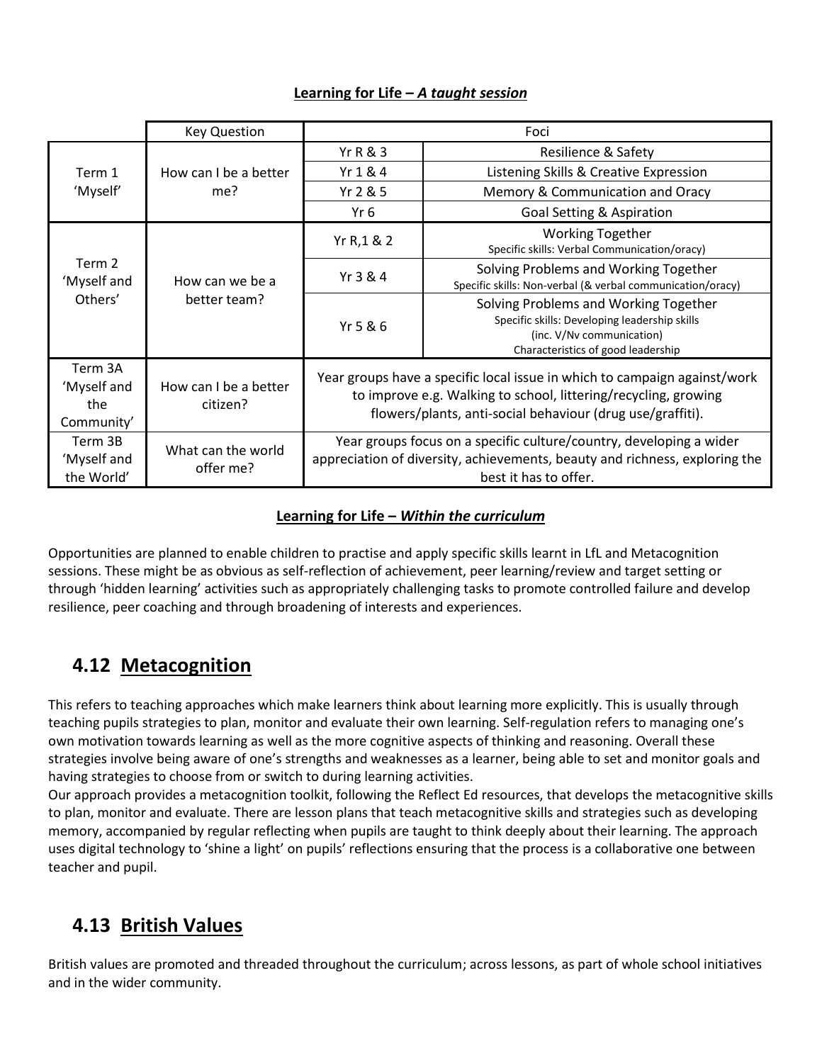**Learning for Life – *A taught session***

| | Key Question | Foci | |
|---|---|---|---|
| Term 1 'Myself' | How can I be a better me? | Yr R & 3 | Resilience & Safety |
| | | Yr 1 & 4 | Listening Skills & Creative Expression |
| | | Yr 2 & 5 | Memory & Communication and Oracy |
| | | Yr 6 | Goal Setting & Aspiration |
| Term 2 'Myself and Others' | How can we be a better team? | Yr R,1 & 2 | Working Together<br>Specific skills: Verbal Communication/oracy) |
| | | Yr 3 & 4 | Solving Problems and Working Together<br>Specific skills: Non-verbal (& verbal communication/oracy) |
| | | Yr 5 & 6 | Solving Problems and Working Together<br>Specific skills: Developing leadership skills<br>(inc. V/Nv communication)<br>Characteristics of good leadership |
| Term 3A 'Myself and the Community' | How can I be a better citizen? | Year groups have a specific local issue in which to campaign against/work to improve e.g. Walking to school, littering/recycling, growing flowers/plants, anti-social behaviour (drug use/graffiti). | |
| Term 3B 'Myself and the World' | What can the world offer me? | Year groups focus on a specific culture/country, developing a wider appreciation of diversity, achievements, beauty and richness, exploring the best it has to offer. | |

**Learning for Life – *Within the curriculum***

Opportunities are planned to enable children to practise and apply specific skills learnt in LfL and Metacognition sessions. These might be as obvious as self-reflection of achievement, peer learning/review and target setting or through 'hidden learning' activities such as appropriately challenging tasks to promote controlled failure and develop resilience, peer coaching and through broadening of interests and experiences.

## 4.12 Metacognition

This refers to teaching approaches which make learners think about learning more explicitly. This is usually through teaching pupils strategies to plan, monitor and evaluate their own learning. Self-regulation refers to managing one's own motivation towards learning as well as the more cognitive aspects of thinking and reasoning. Overall these strategies involve being aware of one's strengths and weaknesses as a learner, being able to set and monitor goals and having strategies to choose from or switch to during learning activities.

Our approach provides a metacognition toolkit, following the Reflect Ed resources, that develops the metacognitive skills to plan, monitor and evaluate. There are lesson plans that teach metacognitive skills and strategies such as developing memory, accompanied by regular reflecting when pupils are taught to think deeply about their learning. The approach uses digital technology to 'shine a light' on pupils' reflections ensuring that the process is a collaborative one between teacher and pupil.

## 4.13 British Values

British values are promoted and threaded throughout the curriculum; across lessons, as part of whole school initiatives and in the wider community.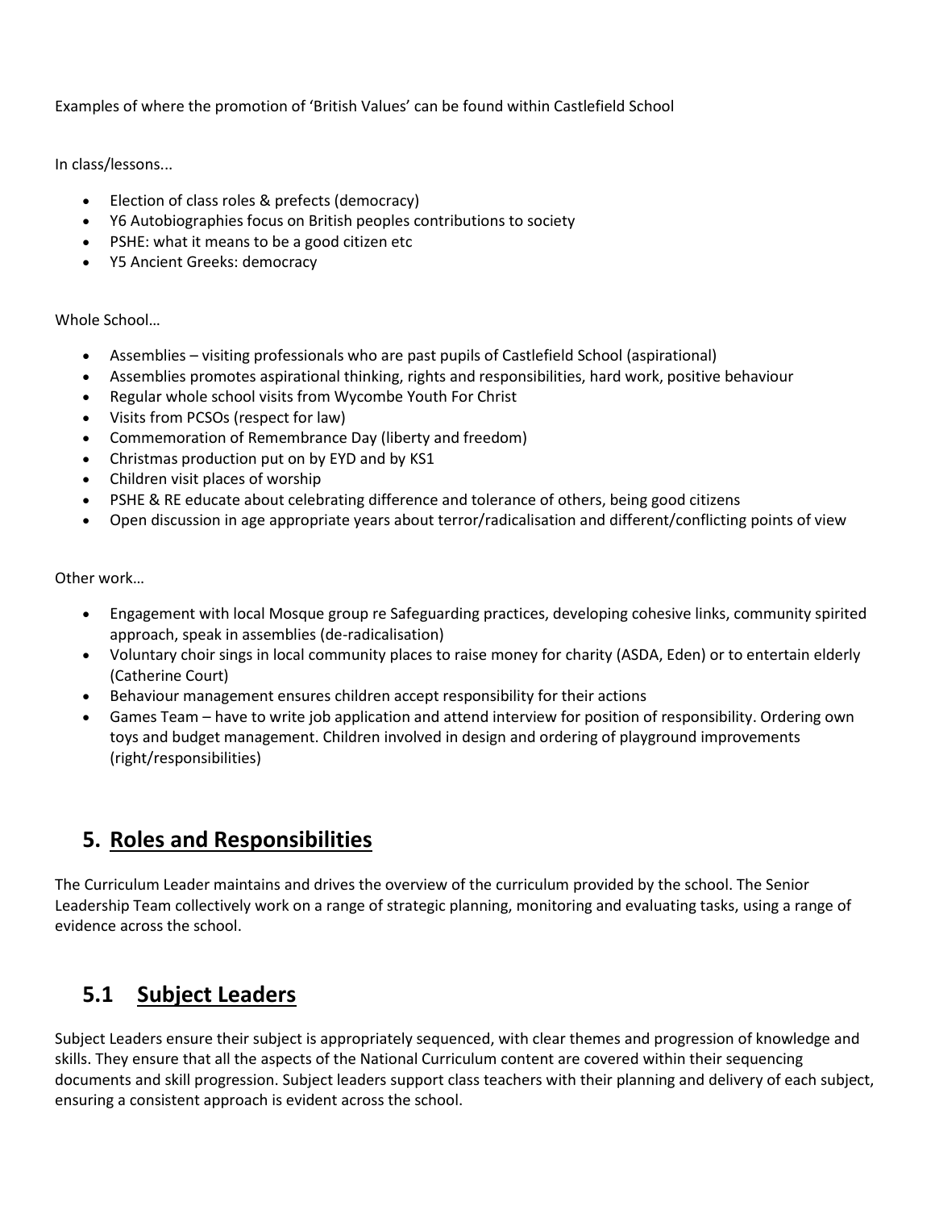Examples of where the promotion of 'British Values' can be found within Castlefield School

In class/lessons...

- Election of class roles & prefects (democracy)
- Y6 Autobiographies focus on British peoples contributions to society
- PSHE: what it means to be a good citizen etc
- Y5 Ancient Greeks: democracy

Whole School…

- Assemblies – visiting professionals who are past pupils of Castlefield School (aspirational)
- Assemblies promotes aspirational thinking, rights and responsibilities, hard work, positive behaviour
- Regular whole school visits from Wycombe Youth For Christ
- Visits from PCSOs (respect for law)
- Commemoration of Remembrance Day (liberty and freedom)
- Christmas production put on by EYD and by KS1
- Children visit places of worship
- PSHE & RE educate about celebrating difference and tolerance of others, being good citizens
- Open discussion in age appropriate years about terror/radicalisation and different/conflicting points of view

Other work…

- Engagement with local Mosque group re Safeguarding practices, developing cohesive links, community spirited approach, speak in assemblies (de-radicalisation)
- Voluntary choir sings in local community places to raise money for charity (ASDA, Eden) or to entertain elderly (Catherine Court)
- Behaviour management ensures children accept responsibility for their actions
- Games Team – have to write job application and attend interview for position of responsibility. Ordering own toys and budget management. Children involved in design and ordering of playground improvements (right/responsibilities)

## 5. Roles and Responsibilities

The Curriculum Leader maintains and drives the overview of the curriculum provided by the school. The Senior Leadership Team collectively work on a range of strategic planning, monitoring and evaluating tasks, using a range of evidence across the school.

## 5.1 Subject Leaders

Subject Leaders ensure their subject is appropriately sequenced, with clear themes and progression of knowledge and skills. They ensure that all the aspects of the National Curriculum content are covered within their sequencing documents and skill progression. Subject leaders support class teachers with their planning and delivery of each subject, ensuring a consistent approach is evident across the school.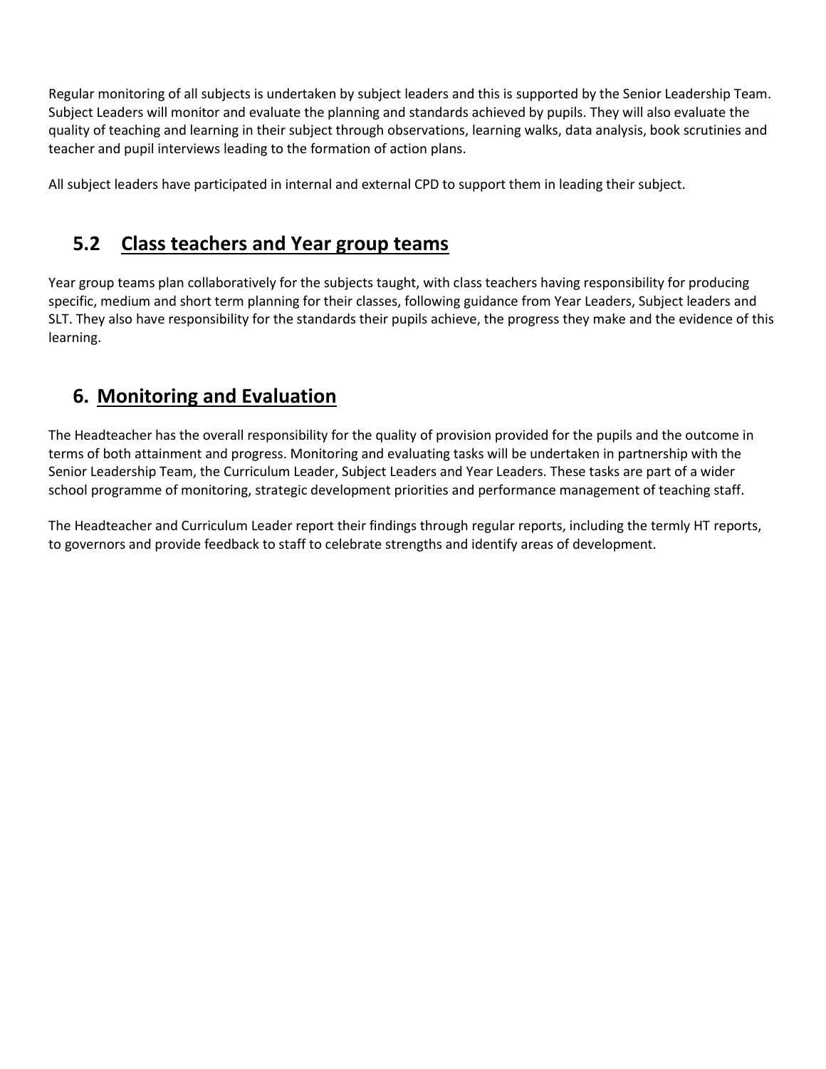Regular monitoring of all subjects is undertaken by subject leaders and this is supported by the Senior Leadership Team. Subject Leaders will monitor and evaluate the planning and standards achieved by pupils. They will also evaluate the quality of teaching and learning in their subject through observations, learning walks, data analysis, book scrutinies and teacher and pupil interviews leading to the formation of action plans.

All subject leaders have participated in internal and external CPD to support them in leading their subject.

## 5.2 Class teachers and Year group teams

Year group teams plan collaboratively for the subjects taught, with class teachers having responsibility for producing specific, medium and short term planning for their classes, following guidance from Year Leaders, Subject leaders and SLT. They also have responsibility for the standards their pupils achieve, the progress they make and the evidence of this learning.

## 6. Monitoring and Evaluation

The Headteacher has the overall responsibility for the quality of provision provided for the pupils and the outcome in terms of both attainment and progress. Monitoring and evaluating tasks will be undertaken in partnership with the Senior Leadership Team, the Curriculum Leader, Subject Leaders and Year Leaders. These tasks are part of a wider school programme of monitoring, strategic development priorities and performance management of teaching staff.

The Headteacher and Curriculum Leader report their findings through regular reports, including the termly HT reports, to governors and provide feedback to staff to celebrate strengths and identify areas of development.